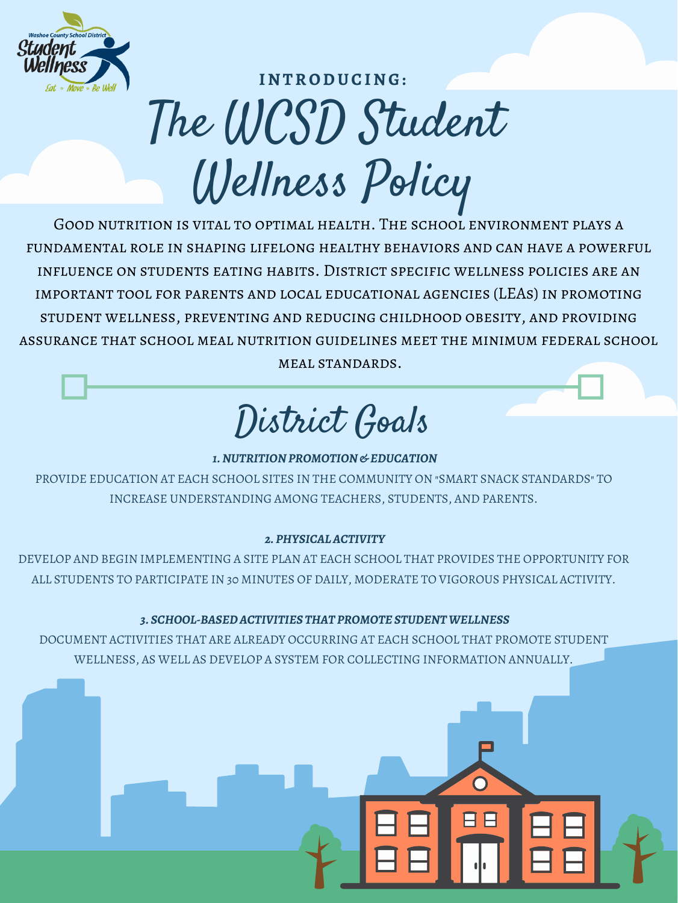Washoe County School District Student Wellness — Eat • Move • Be Well

INTRODUCING:

# The WCSD Student Wellness Policy

Good nutrition is vital to optimal health. The school environment plays a fundamental role in shaping lifelong healthy behaviors and can have a powerful influence on students eating habits. District specific wellness policies are an important tool for parents and local educational agencies (LEAs) in promoting student wellness, preventing and reducing childhood obesity, and providing assurance that school meal nutrition guidelines meet the minimum federal school meal standards.

## District Goals

***1. NUTRITION PROMOTION & EDUCATION***

PROVIDE EDUCATION AT EACH SCHOOL SITES IN THE COMMUNITY ON "SMART SNACK STANDARDS" TO INCREASE UNDERSTANDING AMONG TEACHERS, STUDENTS, AND PARENTS.

***2. PHYSICAL ACTIVITY***

DEVELOP AND BEGIN IMPLEMENTING A SITE PLAN AT EACH SCHOOL THAT PROVIDES THE OPPORTUNITY FOR ALL STUDENTS TO PARTICIPATE IN 30 MINUTES OF DAILY, MODERATE TO VIGOROUS PHYSICAL ACTIVITY.

***3. SCHOOL-BASED ACTIVITIES THAT PROMOTE STUDENT WELLNESS***

DOCUMENT ACTIVITIES THAT ARE ALREADY OCCURRING AT EACH SCHOOL THAT PROMOTE STUDENT WELLNESS, AS WELL AS DEVELOP A SYSTEM FOR COLLECTING INFORMATION ANNUALLY.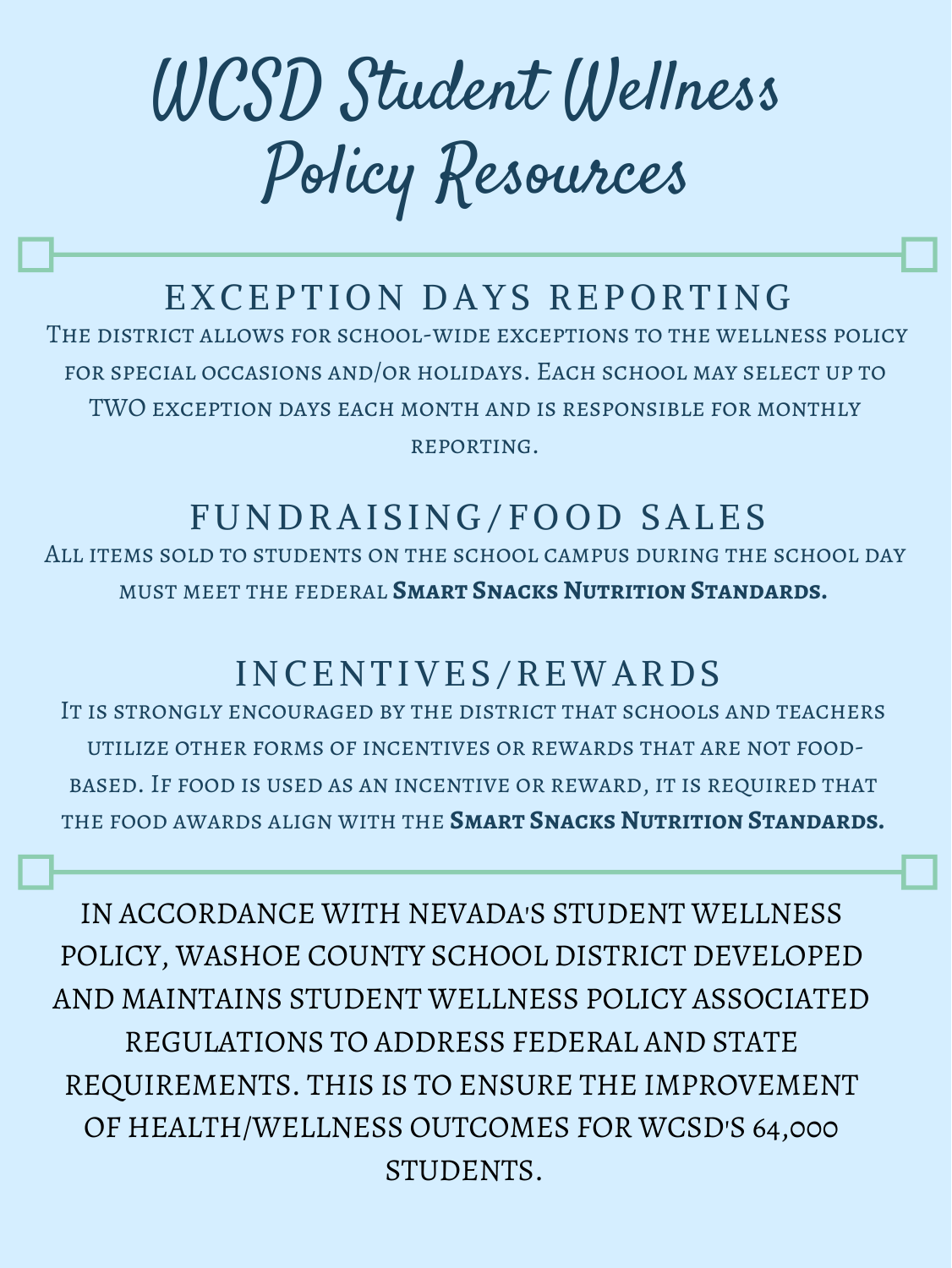# WCSD Student Wellness Policy Resources

## EXCEPTION DAYS REPORTING

The district allows for school-wide exceptions to the wellness policy for special occasions and/or holidays. Each school may select up to TWO exception days each month and is responsible for monthly reporting.

## FUNDRAISING/FOOD SALES

All items sold to students on the school campus during the school day must meet the federal **Smart Snacks Nutrition Standards.**

## INCENTIVES/REWARDS

It is strongly encouraged by the district that schools and teachers utilize other forms of incentives or rewards that are not food-based. If food is used as an incentive or reward, it is required that the food awards align with the **Smart Snacks Nutrition Standards.**

IN ACCORDANCE WITH NEVADA'S STUDENT WELLNESS POLICY, WASHOE COUNTY SCHOOL DISTRICT DEVELOPED AND MAINTAINS STUDENT WELLNESS POLICY ASSOCIATED REGULATIONS TO ADDRESS FEDERAL AND STATE REQUIREMENTS. THIS IS TO ENSURE THE IMPROVEMENT OF HEALTH/WELLNESS OUTCOMES FOR WCSD'S 64,000 STUDENTS.